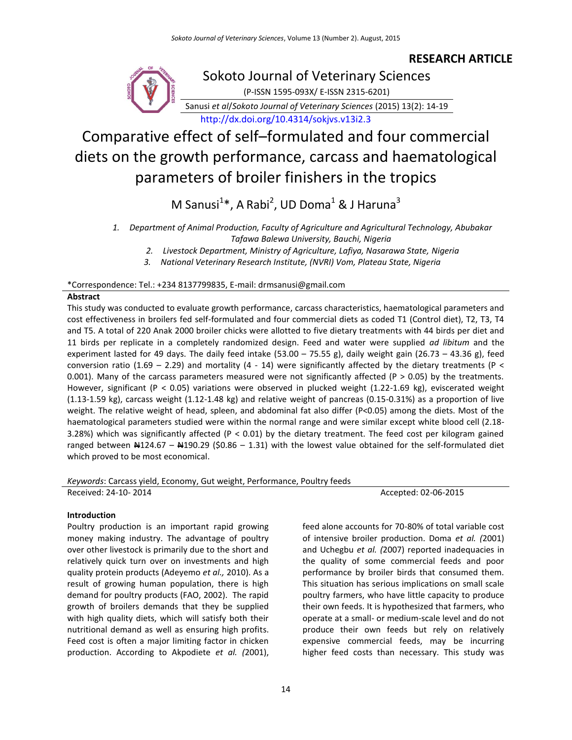**RESEARCH ARTICLE**

Sokoto Journal of Veterinary Sciences

(P-ISSN 1595-093X/ E-ISSN 2315-6201)

Sanusi *et al*/*Sokoto Journal of Veterinary Sciences* (2015) 13(2): 14-19

http://dx.doi.org/10.4314/sokjvs.v13i2.3

# Comparative effect of self–formulated and four commercial diets on the growth performance, carcass and haematological parameters of broiler finishers in the tropics

M Sanusi[1]*, A Rabi[2], UD Doma[1] & J Haruna[3]

1. *Department of Animal Production, Faculty of Agriculture and Agricultural Technology, Abubakar Tafawa Balewa University, Bauchi, Nigeria*
2. *Livestock Department, Ministry of Agriculture, Lafiya, Nasarawa State, Nigeria*
3. *National Veterinary Research Institute, (NVRI) Vom, Plateau State, Nigeria*

*Correspondence: Tel.: +234 8137799835, E-mail: drmsanusi@gmail.com

**Abstract**

This study was conducted to evaluate growth performance, carcass characteristics, haematological parameters and cost effectiveness in broilers fed self-formulated and four commercial diets as coded T1 (Control diet), T2, T3, T4 and T5. A total of 220 Anak 2000 broiler chicks were allotted to five dietary treatments with 44 birds per diet and 11 birds per replicate in a completely randomized design. Feed and water were supplied *ad libitum* and the experiment lasted for 49 days. The daily feed intake (53.00 – 75.55 g), daily weight gain (26.73 – 43.36 g), feed conversion ratio (1.69 – 2.29) and mortality (4 - 14) were significantly affected by the dietary treatments ($P < 0.001$). Many of the carcass parameters measured were not significantly affected ($P > 0.05$) by the treatments. However, significant ($P < 0.05$) variations were observed in plucked weight (1.22-1.69 kg), eviscerated weight (1.13-1.59 kg), carcass weight (1.12-1.48 kg) and relative weight of pancreas (0.15-0.31%) as a proportion of live weight. The relative weight of head, spleen, and abdominal fat also differ ($P<0.05$) among the diets. Most of the haematological parameters studied were within the normal range and were similar except white blood cell (2.18-3.28%) which was significantly affected ($P < 0.01$) by the dietary treatment. The feed cost per kilogram gained ranged between ₦124.67 – ₦190.29 ($0.86 – 1.31) with the lowest value obtained for the self-formulated diet which proved to be most economical.

*Keywords*: Carcass yield, Economy, Gut weight, Performance, Poultry feeds

Received: 24-10- 2014 Accepted: 02-06-2015

**Introduction**

Poultry production is an important rapid growing money making industry. The advantage of poultry over other livestock is primarily due to the short and relatively quick turn over on investments and high quality protein products (Adeyemo *et al.,* 2010). As a result of growing human population, there is high demand for poultry products (FAO, 2002). The rapid growth of broilers demands that they be supplied with high quality diets, which will satisfy both their nutritional demand as well as ensuring high profits. Feed cost is often a major limiting factor in chicken production. According to Akpodiete *et al. (*2001), feed alone accounts for 70-80% of total variable cost of intensive broiler production. Doma *et al. (*2001) and Uchegbu *et al. (*2007) reported inadequacies in the quality of some commercial feeds and poor performance by broiler birds that consumed them. This situation has serious implications on small scale poultry farmers, who have little capacity to produce their own feeds. It is hypothesized that farmers, who operate at a small- or medium-scale level and do not produce their own feeds but rely on relatively expensive commercial feeds, may be incurring higher feed costs than necessary. This study was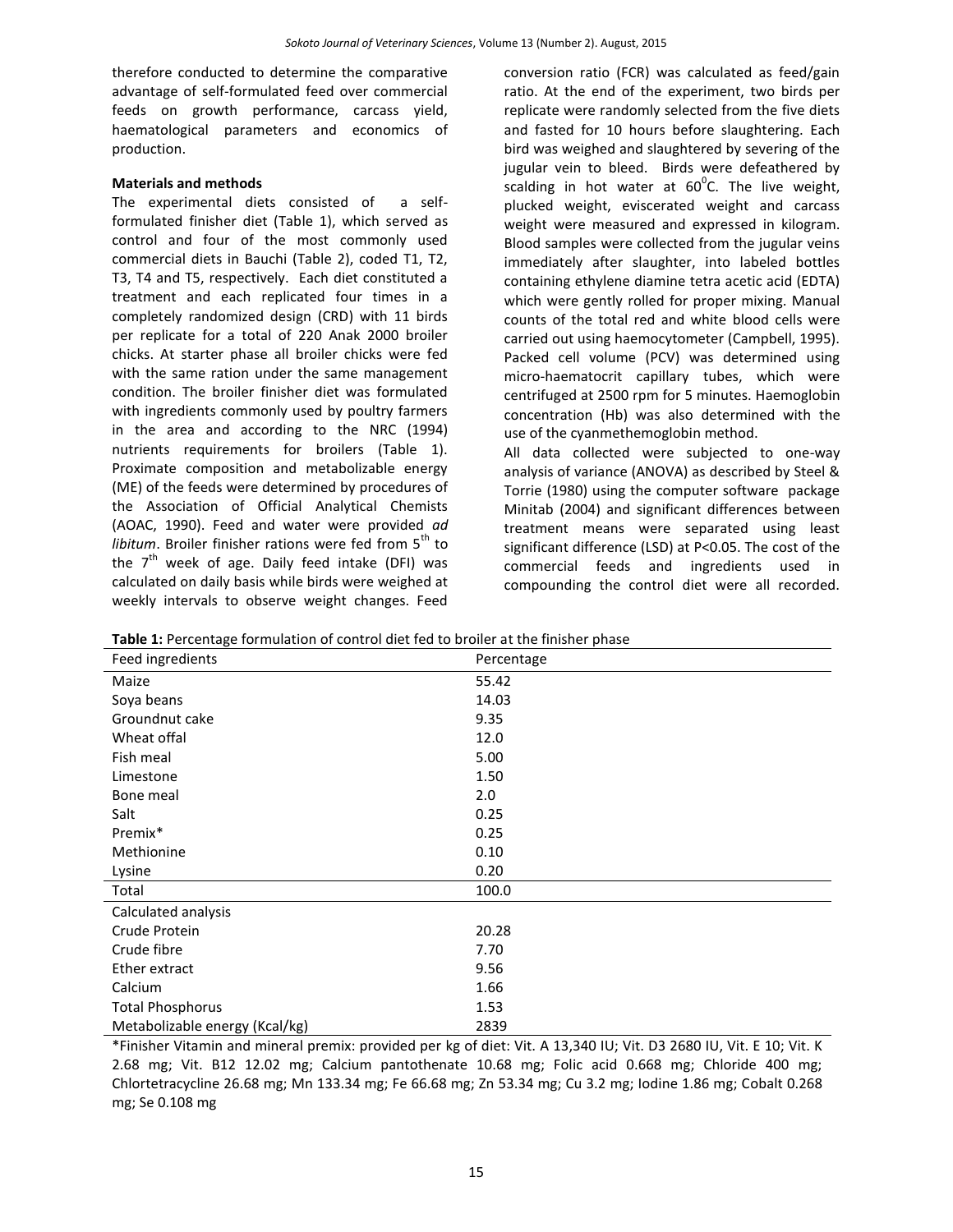therefore conducted to determine the comparative advantage of self-formulated feed over commercial feeds on growth performance, carcass yield, haematological parameters and economics of production.

**Materials and methods**

The experimental diets consisted of a self-formulated finisher diet (Table 1), which served as control and four of the most commonly used commercial diets in Bauchi (Table 2), coded T1, T2, T3, T4 and T5, respectively. Each diet constituted a treatment and each replicated four times in a completely randomized design (CRD) with 11 birds per replicate for a total of 220 Anak 2000 broiler chicks. At starter phase all broiler chicks were fed with the same ration under the same management condition. The broiler finisher diet was formulated with ingredients commonly used by poultry farmers in the area and according to the NRC (1994) nutrients requirements for broilers (Table 1). Proximate composition and metabolizable energy (ME) of the feeds were determined by procedures of the Association of Official Analytical Chemists (AOAC, 1990). Feed and water were provided *ad libitum*. Broiler finisher rations were fed from 5$^{th}$ to the 7$^{th}$ week of age. Daily feed intake (DFI) was calculated on daily basis while birds were weighed at weekly intervals to observe weight changes. Feed conversion ratio (FCR) was calculated as feed/gain ratio. At the end of the experiment, two birds per replicate were randomly selected from the five diets and fasted for 10 hours before slaughtering. Each bird was weighed and slaughtered by severing of the jugular vein to bleed. Birds were defeathered by scalding in hot water at 60$^{0}$C. The live weight, plucked weight, eviscerated weight and carcass weight were measured and expressed in kilogram. Blood samples were collected from the jugular veins immediately after slaughter, into labeled bottles containing ethylene diamine tetra acetic acid (EDTA) which were gently rolled for proper mixing. Manual counts of the total red and white blood cells were carried out using haemocytometer (Campbell, 1995). Packed cell volume (PCV) was determined using micro-haematocrit capillary tubes, which were centrifuged at 2500 rpm for 5 minutes. Haemoglobin concentration (Hb) was also determined with the use of the cyanmethemoglobin method.

All data collected were subjected to one-way analysis of variance (ANOVA) as described by Steel & Torrie (1980) using the computer software package Minitab (2004) and significant differences between treatment means were separated using least significant difference (LSD) at P<0.05. The cost of the commercial feeds and ingredients used in compounding the control diet were all recorded.

**Table 1:** Percentage formulation of control diet fed to broiler at the finisher phase

| Feed ingredients | Percentage |
|---|---|
| Maize | 55.42 |
| Soya beans | 14.03 |
| Groundnut cake | 9.35 |
| Wheat offal | 12.0 |
| Fish meal | 5.00 |
| Limestone | 1.50 |
| Bone meal | 2.0 |
| Salt | 0.25 |
| Premix* | 0.25 |
| Methionine | 0.10 |
| Lysine | 0.20 |
| Total | 100.0 |
| Calculated analysis | |
| Crude Protein | 20.28 |
| Crude fibre | 7.70 |
| Ether extract | 9.56 |
| Calcium | 1.66 |
| Total Phosphorus | 1.53 |
| Metabolizable energy (Kcal/kg) | 2839 |

*Finisher Vitamin and mineral premix: provided per kg of diet: Vit. A 13,340 IU; Vit. D3 2680 IU, Vit. E 10; Vit. K 2.68 mg; Vit. B12 12.02 mg; Calcium pantothenate 10.68 mg; Folic acid 0.668 mg; Chloride 400 mg; Chlortetracycline 26.68 mg; Mn 133.34 mg; Fe 66.68 mg; Zn 53.34 mg; Cu 3.2 mg; Iodine 1.86 mg; Cobalt 0.268 mg; Se 0.108 mg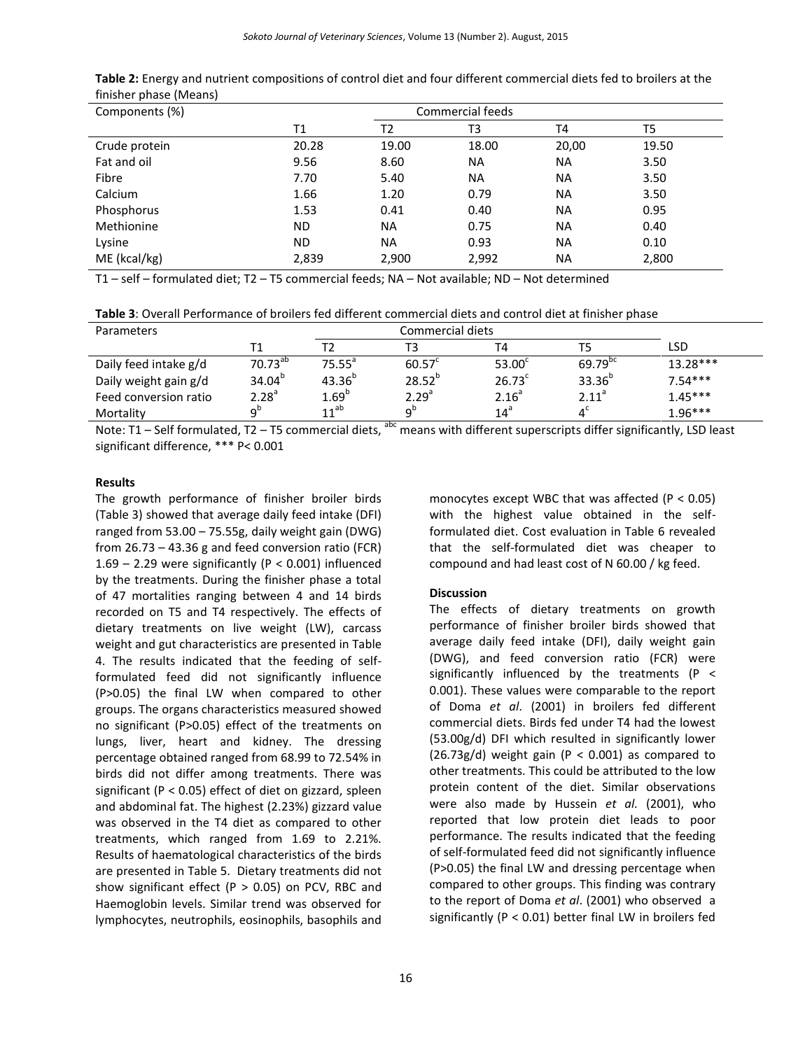**Table 2:** Energy and nutrient compositions of control diet and four different commercial diets fed to broilers at the finisher phase (Means)

| Components (%) | | Commercial feeds | | | |
|---|---|---|---|---|---|
| | T1 | T2 | T3 | T4 | T5 |
| Crude protein | 20.28 | 19.00 | 18.00 | 20,00 | 19.50 |
| Fat and oil | 9.56 | 8.60 | NA | NA | 3.50 |
| Fibre | 7.70 | 5.40 | NA | NA | 3.50 |
| Calcium | 1.66 | 1.20 | 0.79 | NA | 3.50 |
| Phosphorus | 1.53 | 0.41 | 0.40 | NA | 0.95 |
| Methionine | ND | NA | 0.75 | NA | 0.40 |
| Lysine | ND | NA | 0.93 | NA | 0.10 |
| ME (kcal/kg) | 2,839 | 2,900 | 2,992 | NA | 2,800 |

T1 – self – formulated diet; T2 – T5 commercial feeds; NA – Not available; ND – Not determined

**Table 3**: Overall Performance of broilers fed different commercial diets and control diet at finisher phase

| Parameters | | Commercial diets | | | | |
|---|---|---|---|---|---|---|
| | T1 | T2 | T3 | T4 | T5 | LSD |
| Daily feed intake g/d | $70.73^{ab}$ | $75.55^{a}$ | $60.57^{c}$ | $53.00^{c}$ | $69.79^{bc}$ | 13.28*** |
| Daily weight gain g/d | $34.04^{b}$ | $43.36^{b}$ | $28.52^{b}$ | $26.73^{c}$ | $33.36^{b}$ | 7.54*** |
| Feed conversion ratio | $2.28^{a}$ | $1.69^{b}$ | $2.29^{a}$ | $2.16^{a}$ | $2.11^{a}$ | 1.45*** |
| Mortality | $9^{b}$ | $11^{ab}$ | $9^{b}$ | $14^{a}$ | $4^{c}$ | 1.96*** |

Note: T1 – Self formulated, T2 – T5 commercial diets, [abc] means with different superscripts differ significantly, LSD least significant difference, *** P< 0.001

**Results**

The growth performance of finisher broiler birds (Table 3) showed that average daily feed intake (DFI) ranged from 53.00 – 75.55g, daily weight gain (DWG) from 26.73 – 43.36 g and feed conversion ratio (FCR) 1.69 – 2.29 were significantly (P < 0.001) influenced by the treatments. During the finisher phase a total of 47 mortalities ranging between 4 and 14 birds recorded on T5 and T4 respectively. The effects of dietary treatments on live weight (LW), carcass weight and gut characteristics are presented in Table 4. The results indicated that the feeding of self-formulated feed did not significantly influence (P>0.05) the final LW when compared to other groups. The organs characteristics measured showed no significant (P>0.05) effect of the treatments on lungs, liver, heart and kidney. The dressing percentage obtained ranged from 68.99 to 72.54% in birds did not differ among treatments. There was significant (P < 0.05) effect of diet on gizzard, spleen and abdominal fat. The highest (2.23%) gizzard value was observed in the T4 diet as compared to other treatments, which ranged from 1.69 to 2.21%. Results of haematological characteristics of the birds are presented in Table 5. Dietary treatments did not show significant effect (P > 0.05) on PCV, RBC and Haemoglobin levels. Similar trend was observed for lymphocytes, neutrophils, eosinophils, basophils and monocytes except WBC that was affected (P < 0.05) with the highest value obtained in the self-formulated diet. Cost evaluation in Table 6 revealed that the self-formulated diet was cheaper to compound and had least cost of N 60.00 / kg feed.

**Discussion**

The effects of dietary treatments on growth performance of finisher broiler birds showed that average daily feed intake (DFI), daily weight gain (DWG), and feed conversion ratio (FCR) were significantly influenced by the treatments (P < 0.001). These values were comparable to the report of Doma *et al*. (2001) in broilers fed different commercial diets. Birds fed under T4 had the lowest (53.00g/d) DFI which resulted in significantly lower (26.73g/d) weight gain (P < 0.001) as compared to other treatments. This could be attributed to the low protein content of the diet. Similar observations were also made by Hussein *et al.* (2001), who reported that low protein diet leads to poor performance. The results indicated that the feeding of self-formulated feed did not significantly influence (P>0.05) the final LW and dressing percentage when compared to other groups. This finding was contrary to the report of Doma *et al*. (2001) who observed a significantly (P < 0.01) better final LW in broilers fed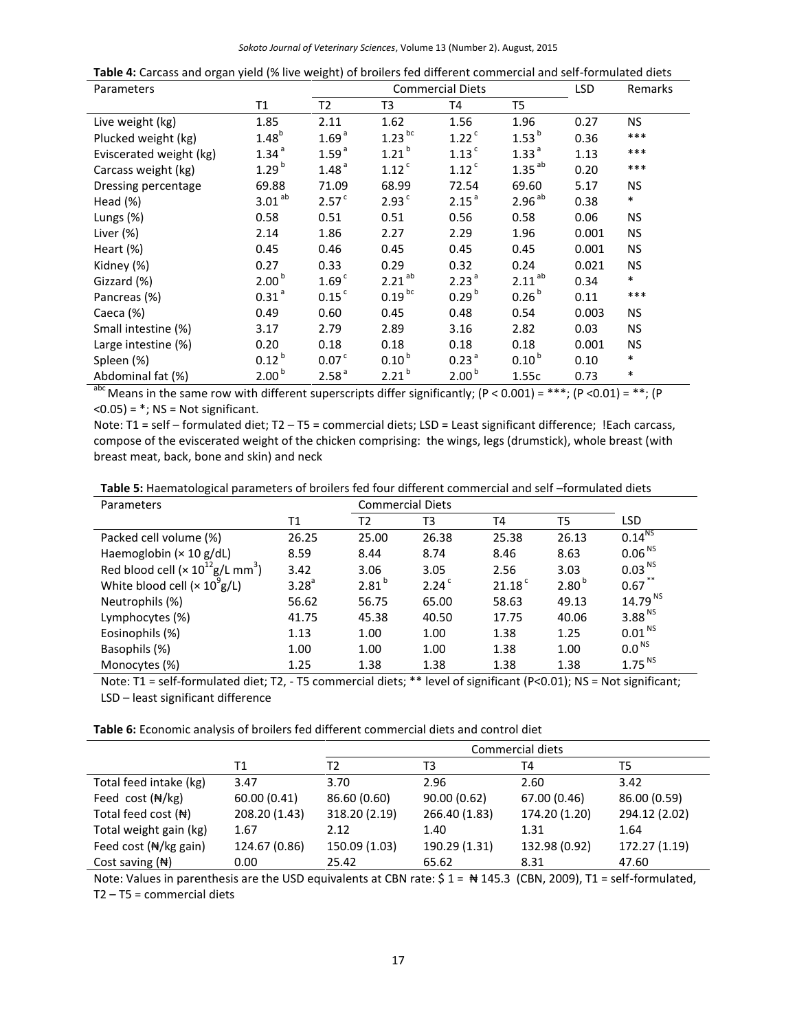**Table 4:** Carcass and organ yield (% live weight) of broilers fed different commercial and self-formulated diets

| Parameters | | Commercial Diets | | | | LSD | Remarks |
|---|---|---|---|---|---|---|---|
| | T1 | T2 | T3 | T4 | T5 | | |
| Live weight (kg) | 1.85 | 2.11 | 1.62 | 1.56 | 1.96 | 0.27 | NS |
| Plucked weight (kg) | $1.48^{b}$ | $1.69^{a}$ | $1.23^{bc}$ | $1.22^{c}$ | $1.53^{b}$ | 0.36 | *** |
| Eviscerated weight (kg) | $1.34^{a}$ | $1.59^{a}$ | $1.21^{b}$ | $1.13^{c}$ | $1.33^{a}$ | 1.13 | *** |
| Carcass weight (kg) | $1.29^{b}$ | $1.48^{a}$ | $1.12^{c}$ | $1.12^{c}$ | $1.35^{ab}$ | 0.20 | *** |
| Dressing percentage | 69.88 | 71.09 | 68.99 | 72.54 | 69.60 | 5.17 | NS |
| Head (%) | $3.01^{ab}$ | $2.57^{c}$ | $2.93^{c}$ | $2.15^{a}$ | $2.96^{ab}$ | 0.38 | * |
| Lungs (%) | 0.58 | 0.51 | 0.51 | 0.56 | 0.58 | 0.06 | NS |
| Liver (%) | 2.14 | 1.86 | 2.27 | 2.29 | 1.96 | 0.001 | NS |
| Heart (%) | 0.45 | 0.46 | 0.45 | 0.45 | 0.45 | 0.001 | NS |
| Kidney (%) | 0.27 | 0.33 | 0.29 | 0.32 | 0.24 | 0.021 | NS |
| Gizzard (%) | $2.00^{b}$ | $1.69^{c}$ | $2.21^{ab}$ | $2.23^{a}$ | $2.11^{ab}$ | 0.34 | * |
| Pancreas (%) | $0.31^{a}$ | $0.15^{c}$ | $0.19^{bc}$ | $0.29^{b}$ | $0.26^{b}$ | 0.11 | *** |
| Caeca (%) | 0.49 | 0.60 | 0.45 | 0.48 | 0.54 | 0.003 | NS |
| Small intestine (%) | 3.17 | 2.79 | 2.89 | 3.16 | 2.82 | 0.03 | NS |
| Large intestine (%) | 0.20 | 0.18 | 0.18 | 0.18 | 0.18 | 0.001 | NS |
| Spleen (%) | $0.12^{b}$ | $0.07^{c}$ | $0.10^{b}$ | $0.23^{a}$ | $0.10^{b}$ | 0.10 | * |
| Abdominal fat (%) | $2.00^{b}$ | $2.58^{a}$ | $2.21^{b}$ | $2.00^{b}$ | 1.55c | 0.73 | * |

[abc] Means in the same row with different superscripts differ significantly; (P < 0.001) = ***; (P <0.01) = **; (P <0.05) = *; NS = Not significant.

Note: T1 = self – formulated diet; T2 – T5 = commercial diets; LSD = Least significant difference; !Each carcass, compose of the eviscerated weight of the chicken comprising: the wings, legs (drumstick), whole breast (with breast meat, back, bone and skin) and neck

**Table 5:** Haematological parameters of broilers fed four different commercial and self –formulated diets

| Parameters | | Commercial Diets | | | | |
|---|---|---|---|---|---|---|
| | T1 | T2 | T3 | T4 | T5 | LSD |
| Packed cell volume (%) | 26.25 | 25.00 | 26.38 | 25.38 | 26.13 | $0.14^{NS}$ |
| Haemoglobin (× 10 g/dL) | 8.59 | 8.44 | 8.74 | 8.46 | 8.63 | $0.06^{NS}$ |
| Red blood cell ($\times 10^{12}$g/L mm$^{3}$) | 3.42 | 3.06 | 3.05 | 2.56 | 3.03 | $0.03^{NS}$ |
| White blood cell ($\times 10^{9}$g/L) | $3.28^{a}$ | $2.81^{b}$ | $2.24^{c}$ | $21.18^{c}$ | $2.80^{b}$ | $0.67^{**}$ |
| Neutrophils (%) | 56.62 | 56.75 | 65.00 | 58.63 | 49.13 | $14.79^{NS}$ |
| Lymphocytes (%) | 41.75 | 45.38 | 40.50 | 17.75 | 40.06 | $3.88^{NS}$ |
| Eosinophils (%) | 1.13 | 1.00 | 1.00 | 1.38 | 1.25 | $0.01^{NS}$ |
| Basophils (%) | 1.00 | 1.00 | 1.00 | 1.38 | 1.00 | $0.0^{NS}$ |
| Monocytes (%) | 1.25 | 1.38 | 1.38 | 1.38 | 1.38 | $1.75^{NS}$ |

Note: T1 = self-formulated diet; T2, - T5 commercial diets; ** level of significant (P<0.01); NS = Not significant; LSD – least significant difference

**Table 6:** Economic analysis of broilers fed different commercial diets and control diet

| | | Commercial diets | | | |
|---|---|---|---|---|---|
| | T1 | T2 | T3 | T4 | T5 |
| Total feed intake (kg) | 3.47 | 3.70 | 2.96 | 2.60 | 3.42 |
| Feed cost (₦/kg) | 60.00 (0.41) | 86.60 (0.60) | 90.00 (0.62) | 67.00 (0.46) | 86.00 (0.59) |
| Total feed cost (₦) | 208.20 (1.43) | 318.20 (2.19) | 266.40 (1.83) | 174.20 (1.20) | 294.12 (2.02) |
| Total weight gain (kg) | 1.67 | 2.12 | 1.40 | 1.31 | 1.64 |
| Feed cost (₦/kg gain) | 124.67 (0.86) | 150.09 (1.03) | 190.29 (1.31) | 132.98 (0.92) | 172.27 (1.19) |
| Cost saving (₦) | 0.00 | 25.42 | 65.62 | 8.31 | 47.60 |

Note: Values in parenthesis are the USD equivalents at CBN rate: $ 1 = ₦ 145.3 (CBN, 2009), T1 = self-formulated, T2 – T5 = commercial diets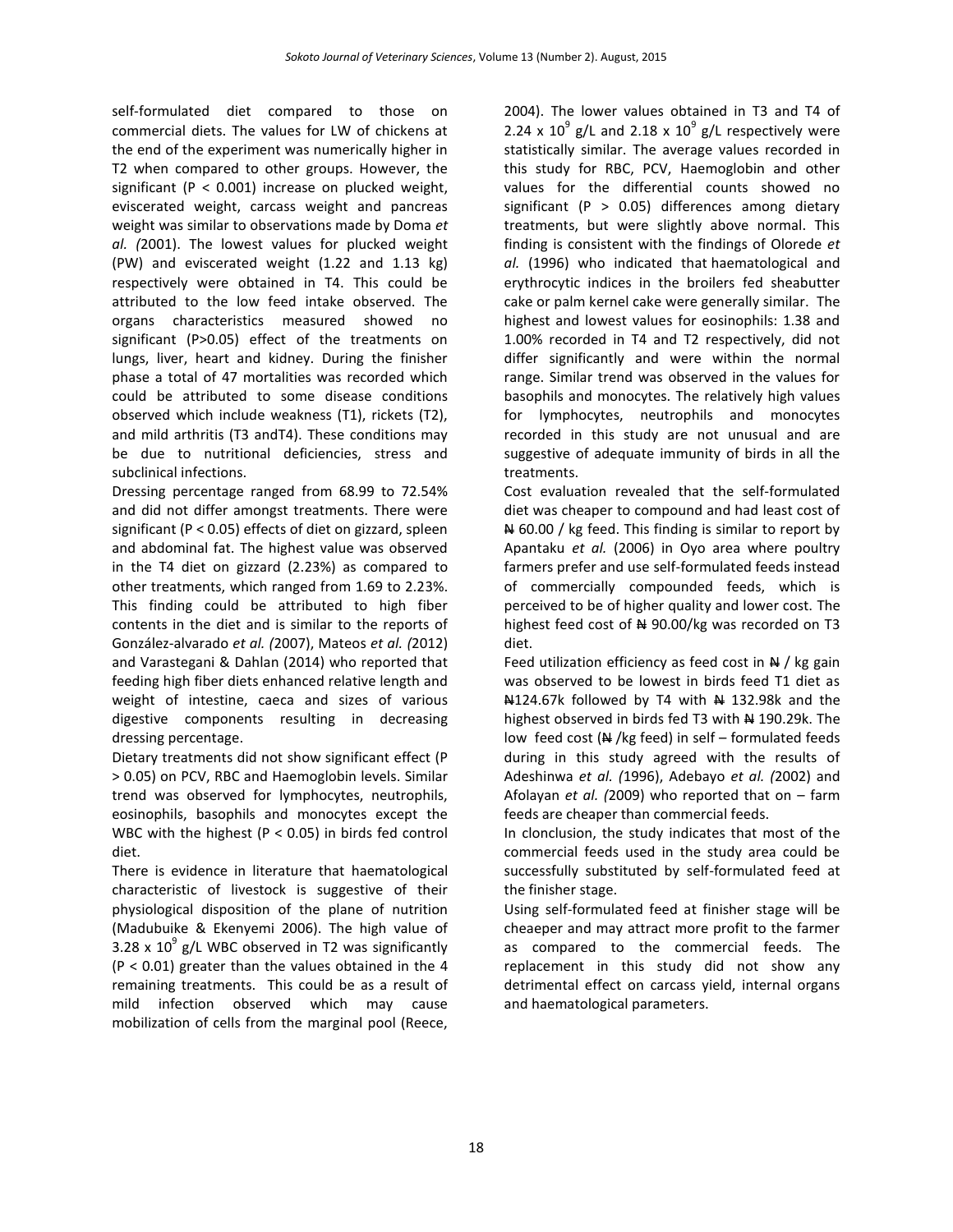self-formulated diet compared to those on commercial diets. The values for LW of chickens at the end of the experiment was numerically higher in T2 when compared to other groups. However, the significant ($P < 0.001$) increase on plucked weight, eviscerated weight, carcass weight and pancreas weight was similar to observations made by Doma *et al. (*2001). The lowest values for plucked weight (PW) and eviscerated weight (1.22 and 1.13 kg) respectively were obtained in T4. This could be attributed to the low feed intake observed. The organs characteristics measured showed no significant ($P>0.05$) effect of the treatments on lungs, liver, heart and kidney. During the finisher phase a total of 47 mortalities was recorded which could be attributed to some disease conditions observed which include weakness (T1), rickets (T2), and mild arthritis (T3 andT4). These conditions may be due to nutritional deficiencies, stress and subclinical infections.

Dressing percentage ranged from 68.99 to 72.54% and did not differ amongst treatments. There were significant ($P < 0.05$) effects of diet on gizzard, spleen and abdominal fat. The highest value was observed in the T4 diet on gizzard (2.23%) as compared to other treatments, which ranged from 1.69 to 2.23%. This finding could be attributed to high fiber contents in the diet and is similar to the reports of González-alvarado *et al. (*2007), Mateos *et al. (*2012) and Varastegani & Dahlan (2014) who reported that feeding high fiber diets enhanced relative length and weight of intestine, caeca and sizes of various digestive components resulting in decreasing dressing percentage.

Dietary treatments did not show significant effect ($P > 0.05$) on PCV, RBC and Haemoglobin levels. Similar trend was observed for lymphocytes, neutrophils, eosinophils, basophils and monocytes except the WBC with the highest ($P < 0.05$) in birds fed control diet.

There is evidence in literature that haematological characteristic of livestock is suggestive of their physiological disposition of the plane of nutrition (Madubuike & Ekenyemi 2006). The high value of $3.28 \times 10^9$ g/L WBC observed in T2 was significantly ($P < 0.01$) greater than the values obtained in the 4 remaining treatments. This could be as a result of mild infection observed which may cause mobilization of cells from the marginal pool (Reece, 2004). The lower values obtained in T3 and T4 of $2.24 \times 10^9$ g/L and $2.18 \times 10^9$ g/L respectively were statistically similar. The average values recorded in this study for RBC, PCV, Haemoglobin and other values for the differential counts showed no significant ($P > 0.05$) differences among dietary treatments, but were slightly above normal. This finding is consistent with the findings of Olorede *et al.* (1996) who indicated that haematological and erythrocytic indices in the broilers fed sheabutter cake or palm kernel cake were generally similar. The highest and lowest values for eosinophils: 1.38 and 1.00% recorded in T4 and T2 respectively, did not differ significantly and were within the normal range. Similar trend was observed in the values for basophils and monocytes. The relatively high values for lymphocytes, neutrophils and monocytes recorded in this study are not unusual and are suggestive of adequate immunity of birds in all the treatments.

Cost evaluation revealed that the self-formulated diet was cheaper to compound and had least cost of ₦ 60.00 / kg feed. This finding is similar to report by Apantaku *et al.* (2006) in Oyo area where poultry farmers prefer and use self-formulated feeds instead of commercially compounded feeds, which is perceived to be of higher quality and lower cost. The highest feed cost of ₦ 90.00/kg was recorded on T3 diet.

Feed utilization efficiency as feed cost in ₦ / kg gain was observed to be lowest in birds feed T1 diet as ₦124.67k followed by T4 with ₦ 132.98k and the highest observed in birds fed T3 with ₦ 190.29k. The low feed cost (₦ /kg feed) in self – formulated feeds during in this study agreed with the results of Adeshinwa *et al. (*1996), Adebayo *et al. (*2002) and Afolayan *et al. (*2009) who reported that on – farm feeds are cheaper than commercial feeds.

In clonclusion, the study indicates that most of the commercial feeds used in the study area could be successfully substituted by self-formulated feed at the finisher stage.

Using self-formulated feed at finisher stage will be cheaeper and may attract more profit to the farmer as compared to the commercial feeds. The replacement in this study did not show any detrimental effect on carcass yield, internal organs and haematological parameters.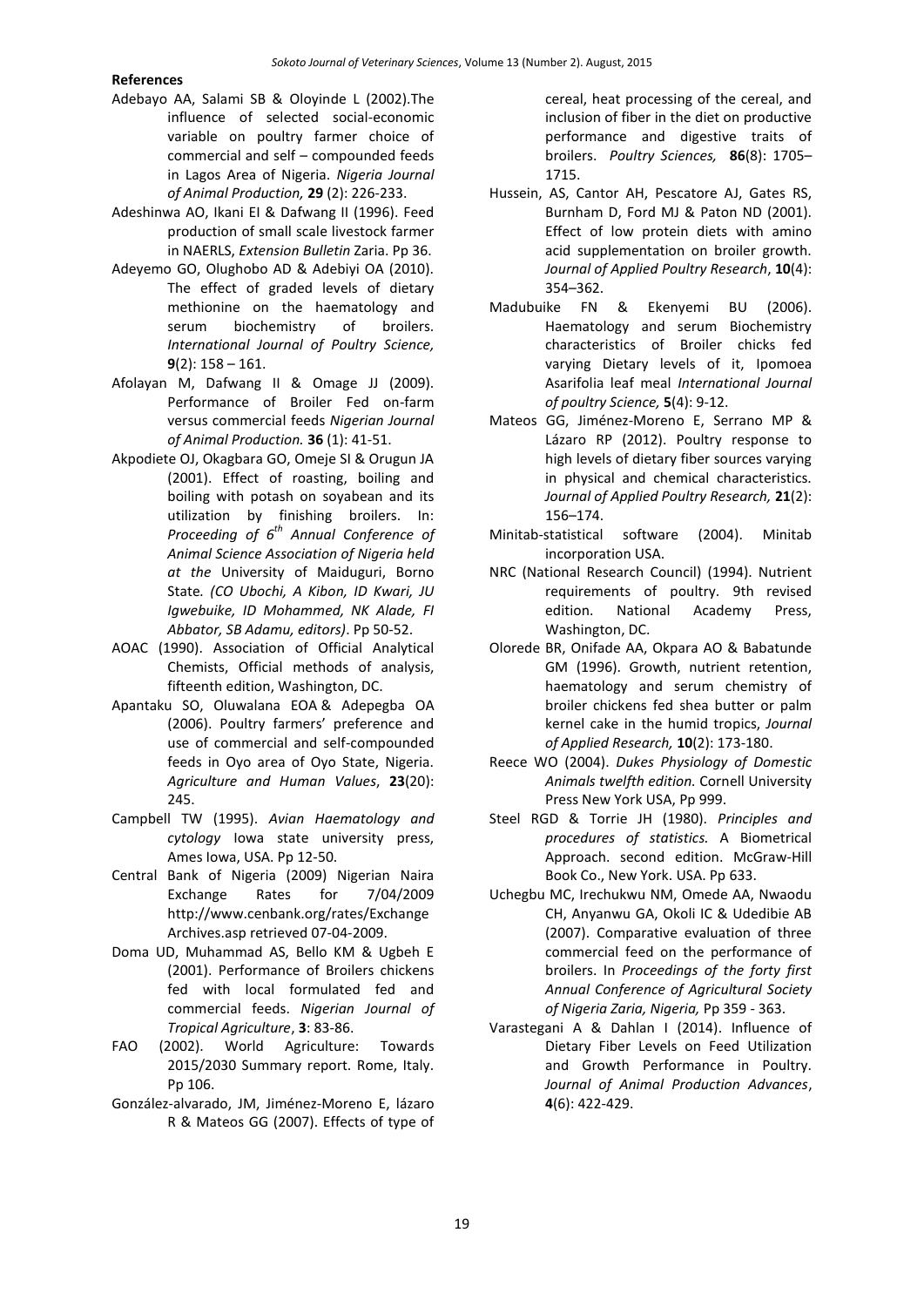**References**

Adebayo AA, Salami SB & Oloyinde L (2002).The influence of selected social-economic variable on poultry farmer choice of commercial and self – compounded feeds in Lagos Area of Nigeria. *Nigeria Journal of Animal Production,* **29** (2): 226-233.

Adeshinwa AO, Ikani EI & Dafwang II (1996). Feed production of small scale livestock farmer in NAERLS, *Extension Bulletin* Zaria. Pp 36.

Adeyemo GO, Olughobo AD & Adebiyi OA (2010). The effect of graded levels of dietary methionine on the haematology and serum biochemistry of broilers. *International Journal of Poultry Science,* **9**(2): 158 – 161.

Afolayan M, Dafwang II & Omage JJ (2009). Performance of Broiler Fed on-farm versus commercial feeds *Nigerian Journal of Animal Production.* **36** (1): 41-51.

Akpodiete OJ, Okagbara GO, Omeje SI & Orugun JA (2001). Effect of roasting, boiling and boiling with potash on soyabean and its utilization by finishing broilers. In: *Proceeding of 6th Annual Conference of Animal Science Association of Nigeria held at the* University of Maiduguri, Borno State*. (CO Ubochi, A Kibon, ID Kwari, JU Igwebuike, ID Mohammed, NK Alade, FI Abbator, SB Adamu, editors)*. Pp 50-52.

AOAC (1990). Association of Official Analytical Chemists, Official methods of analysis, fifteenth edition, Washington, DC.

Apantaku SO, Oluwalana EOA & Adepegba OA (2006). Poultry farmers' preference and use of commercial and self-compounded feeds in Oyo area of Oyo State, Nigeria. *Agriculture and Human Values*, **23**(20): 245.

Campbell TW (1995). *Avian Haematology and cytology* Iowa state university press, Ames Iowa, USA. Pp 12-50.

Central Bank of Nigeria (2009) Nigerian Naira Exchange Rates for 7/04/2009 http://www.cenbank.org/rates/Exchange Archives.asp retrieved 07-04-2009.

Doma UD, Muhammad AS, Bello KM & Ugbeh E (2001). Performance of Broilers chickens fed with local formulated fed and commercial feeds. *Nigerian Journal of Tropical Agriculture*, **3**: 83-86.

FAO (2002). World Agriculture: Towards 2015/2030 Summary report. Rome, Italy. Pp 106.

González-alvarado, JM, Jiménez-Moreno E, lázaro R & Mateos GG (2007). Effects of type of cereal, heat processing of the cereal, and inclusion of fiber in the diet on productive performance and digestive traits of broilers. *Poultry Sciences,* **86**(8): 1705–1715.

Hussein, AS, Cantor AH, Pescatore AJ, Gates RS, Burnham D, Ford MJ & Paton ND (2001). Effect of low protein diets with amino acid supplementation on broiler growth. *Journal of Applied Poultry Research*, **10**(4): 354–362.

Madubuike FN & Ekenyemi BU (2006). Haematology and serum Biochemistry characteristics of Broiler chicks fed varying Dietary levels of it, Ipomoea Asarifolia leaf meal *International Journal of poultry Science,* **5**(4): 9-12.

Mateos GG, Jiménez-Moreno E, Serrano MP & Lázaro RP (2012). Poultry response to high levels of dietary fiber sources varying in physical and chemical characteristics. *Journal of Applied Poultry Research,* **21**(2): 156–174.

Minitab-statistical software (2004). Minitab incorporation USA.

NRC (National Research Council) (1994). Nutrient requirements of poultry. 9th revised edition. National Academy Press, Washington, DC.

Olorede BR, Onifade AA, Okpara AO & Babatunde GM (1996). Growth, nutrient retention, haematology and serum chemistry of broiler chickens fed shea butter or palm kernel cake in the humid tropics, *Journal of Applied Research,* **10**(2): 173-180.

Reece WO (2004). *Dukes Physiology of Domestic Animals twelfth edition.* Cornell University Press New York USA, Pp 999.

Steel RGD & Torrie JH (1980). *Principles and procedures of statistics.* A Biometrical Approach. second edition. McGraw-Hill Book Co., New York. USA. Pp 633.

Uchegbu MC, Irechukwu NM, Omede AA, Nwaodu CH, Anyanwu GA, Okoli IC & Udedibie AB (2007). Comparative evaluation of three commercial feed on the performance of broilers. In *Proceedings of the forty first Annual Conference of Agricultural Society of Nigeria Zaria, Nigeria,* Pp 359 - 363.

Varastegani A & Dahlan I (2014). Influence of Dietary Fiber Levels on Feed Utilization and Growth Performance in Poultry. *Journal of Animal Production Advances*, **4**(6): 422-429.